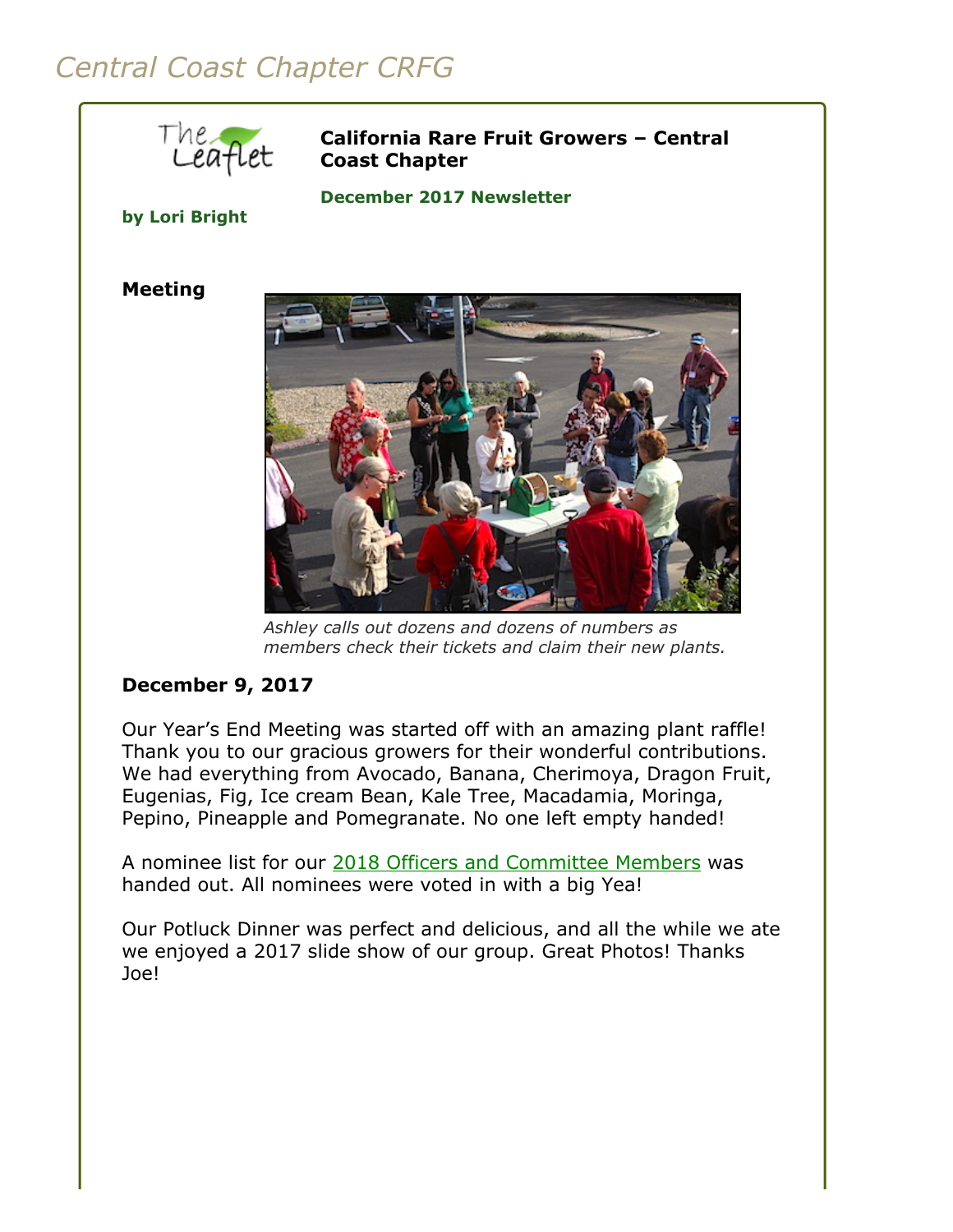# Central Coast Chapter CRFG

**California Rare Fruit Growers – Central Coast Chapter**

**December 2017 Newsletter**

**by Lori Bright**

**Meeting**

*Ashley calls out dozens and dozens of numbers as members check their tickets and claim their new plants.*

**December 9, 2017**

Our Year's End Meeting was started off with an amazing plant raffle! Thank you to our gracious growers for their wonderful contributions. We had everything from Avocado, Banana, Cherimoya, Dragon Fruit, Eugenias, Fig, Ice cream Bean, Kale Tree, Macadamia, Moringa, Pepino, Pineapple and Pomegranate. No one left empty handed!

A nominee list for our 2018 Officers and Committee Members was handed out. All nominees were voted in with a big Yea!

Our Potluck Dinner was perfect and delicious, and all the while we ate we enjoyed a 2017 slide show of our group. Great Photos! Thanks Joe!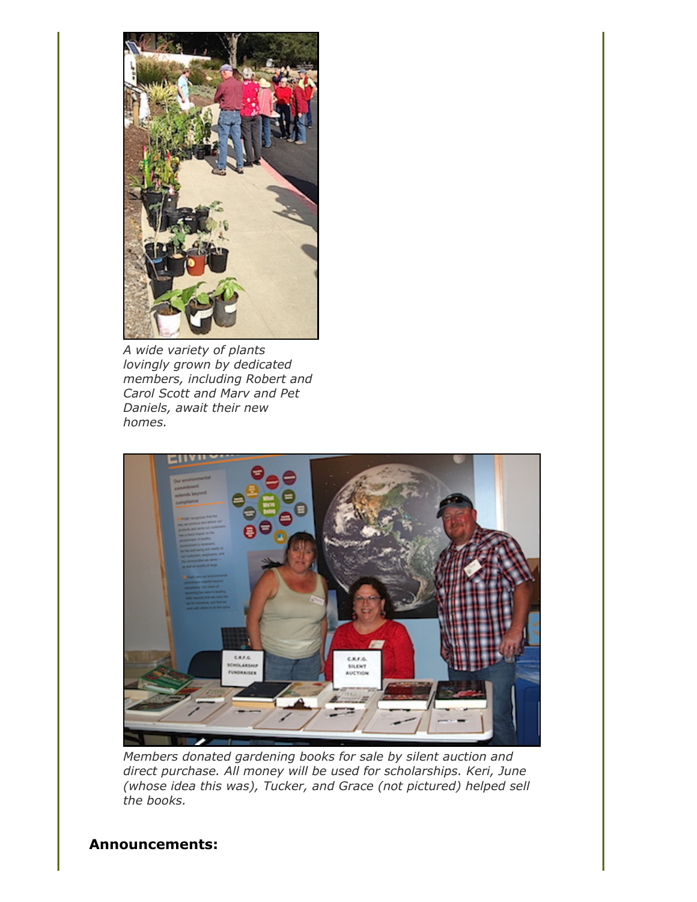*A wide variety of plants lovingly grown by dedicated members, including Robert and Carol Scott and Marv and Pet Daniels, await their new homes.*

*Members donated gardening books for sale by silent auction and direct purchase. All money will be used for scholarships. Keri, June (whose idea this was), Tucker, and Grace (not pictured) helped sell the books.*

**Announcements:**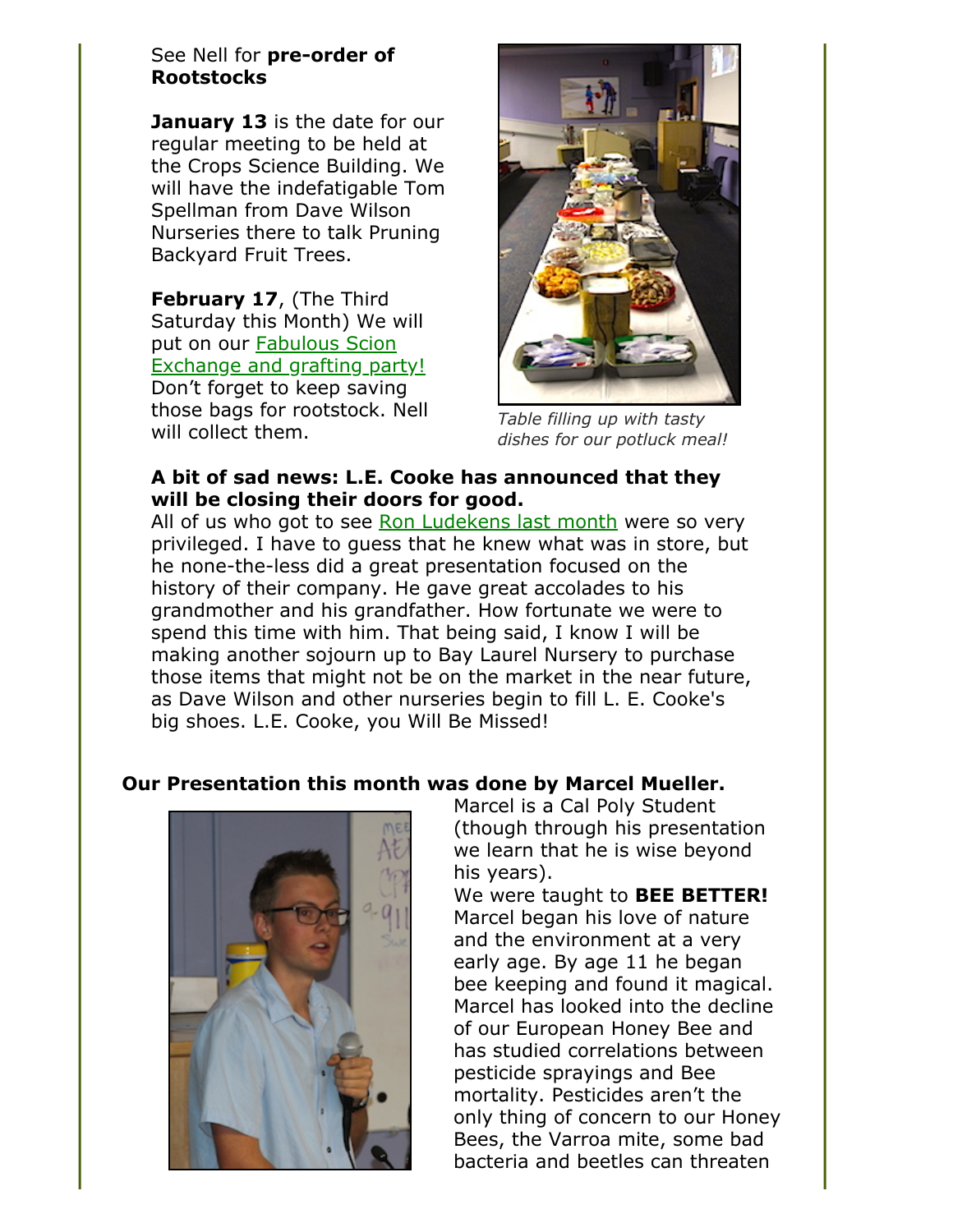See Nell for **pre-order of Rootstocks**

**January 13** is the date for our regular meeting to be held at the Crops Science Building. We will have the indefatigable Tom Spellman from Dave Wilson Nurseries there to talk Pruning Backyard Fruit Trees.

**February 17**, (The Third Saturday this Month) We will put on our Fabulous Scion Exchange and grafting party! Don't forget to keep saving those bags for rootstock. Nell will collect them.

*Table filling up with tasty dishes for our potluck meal!*

**A bit of sad news: L.E. Cooke has announced that they will be closing their doors for good.**

All of us who got to see Ron Ludekens last month were so very privileged. I have to guess that he knew what was in store, but he none-the-less did a great presentation focused on the history of their company. He gave great accolades to his grandmother and his grandfather. How fortunate we were to spend this time with him. That being said, I know I will be making another sojourn up to Bay Laurel Nursery to purchase those items that might not be on the market in the near future, as Dave Wilson and other nurseries begin to fill L. E. Cooke's big shoes. L.E. Cooke, you Will Be Missed!

**Our Presentation this month was done by Marcel Mueller.**

Marcel is a Cal Poly Student (though through his presentation we learn that he is wise beyond his years).

We were taught to **BEE BETTER!** Marcel began his love of nature and the environment at a very early age. By age 11 he began bee keeping and found it magical. Marcel has looked into the decline of our European Honey Bee and has studied correlations between pesticide sprayings and Bee mortality. Pesticides aren't the only thing of concern to our Honey Bees, the Varroa mite, some bad bacteria and beetles can threaten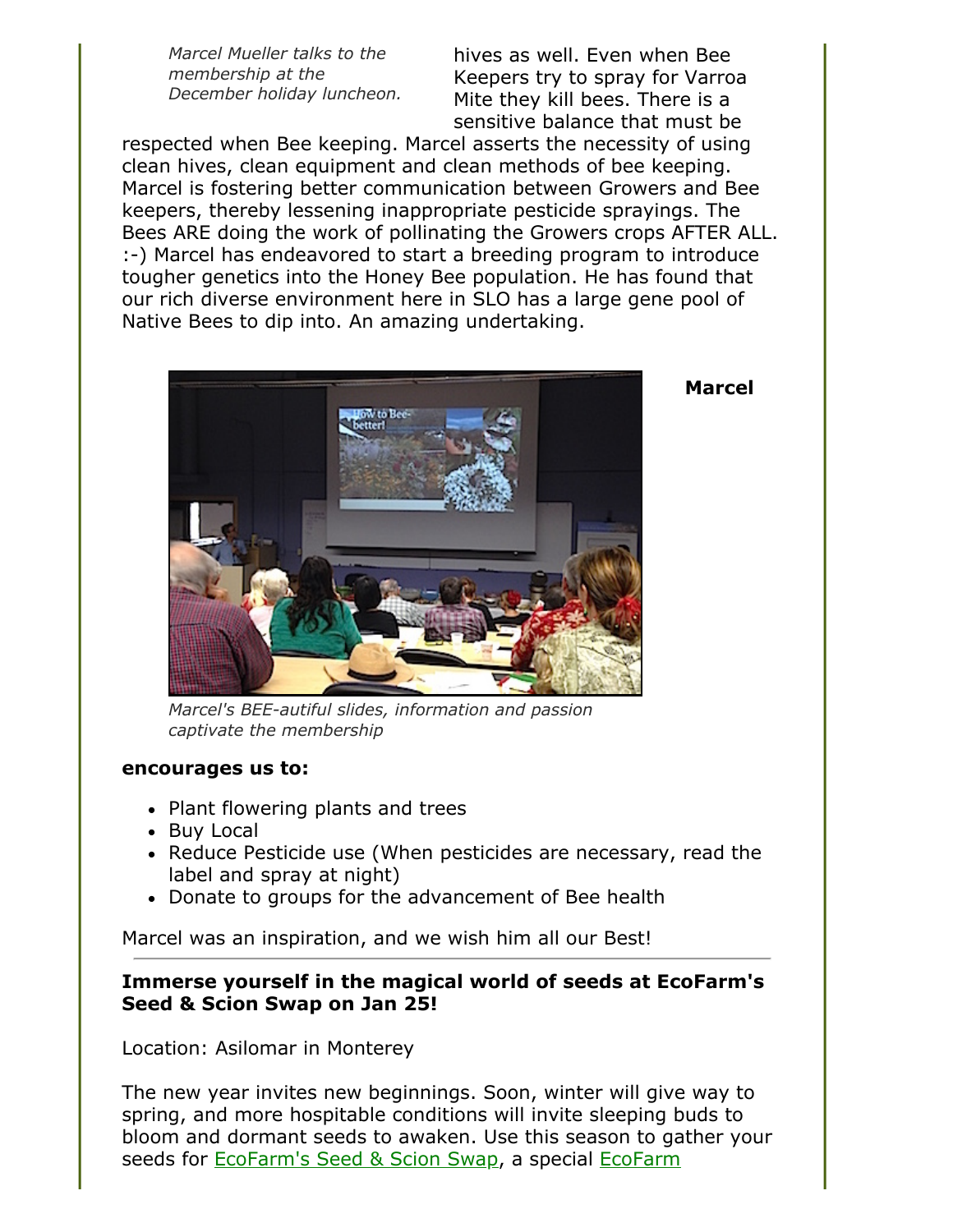*Marcel Mueller talks to the membership at the December holiday luncheon.*

hives as well. Even when Bee Keepers try to spray for Varroa Mite they kill bees. There is a sensitive balance that must be respected when Bee keeping. Marcel asserts the necessity of using clean hives, clean equipment and clean methods of bee keeping. Marcel is fostering better communication between Growers and Bee keepers, thereby lessening inappropriate pesticide sprayings. The Bees ARE doing the work of pollinating the Growers crops AFTER ALL. :-) Marcel has endeavored to start a breeding program to introduce tougher genetics into the Honey Bee population. He has found that our rich diverse environment here in SLO has a large gene pool of Native Bees to dip into. An amazing undertaking.

*Marcel's BEE-autiful slides, information and passion captivate the membership*

**Marcel encourages us to:**

- Plant flowering plants and trees
- Buy Local
- Reduce Pesticide use (When pesticides are necessary, read the label and spray at night)
- Donate to groups for the advancement of Bee health

Marcel was an inspiration, and we wish him all our Best!

---

**Immerse yourself in the magical world of seeds at EcoFarm's Seed & Scion Swap on Jan 25!**

Location: Asilomar in Monterey

The new year invites new beginnings. Soon, winter will give way to spring, and more hospitable conditions will invite sleeping buds to bloom and dormant seeds to awaken. Use this season to gather your seeds for EcoFarm's Seed & Scion Swap, a special EcoFarm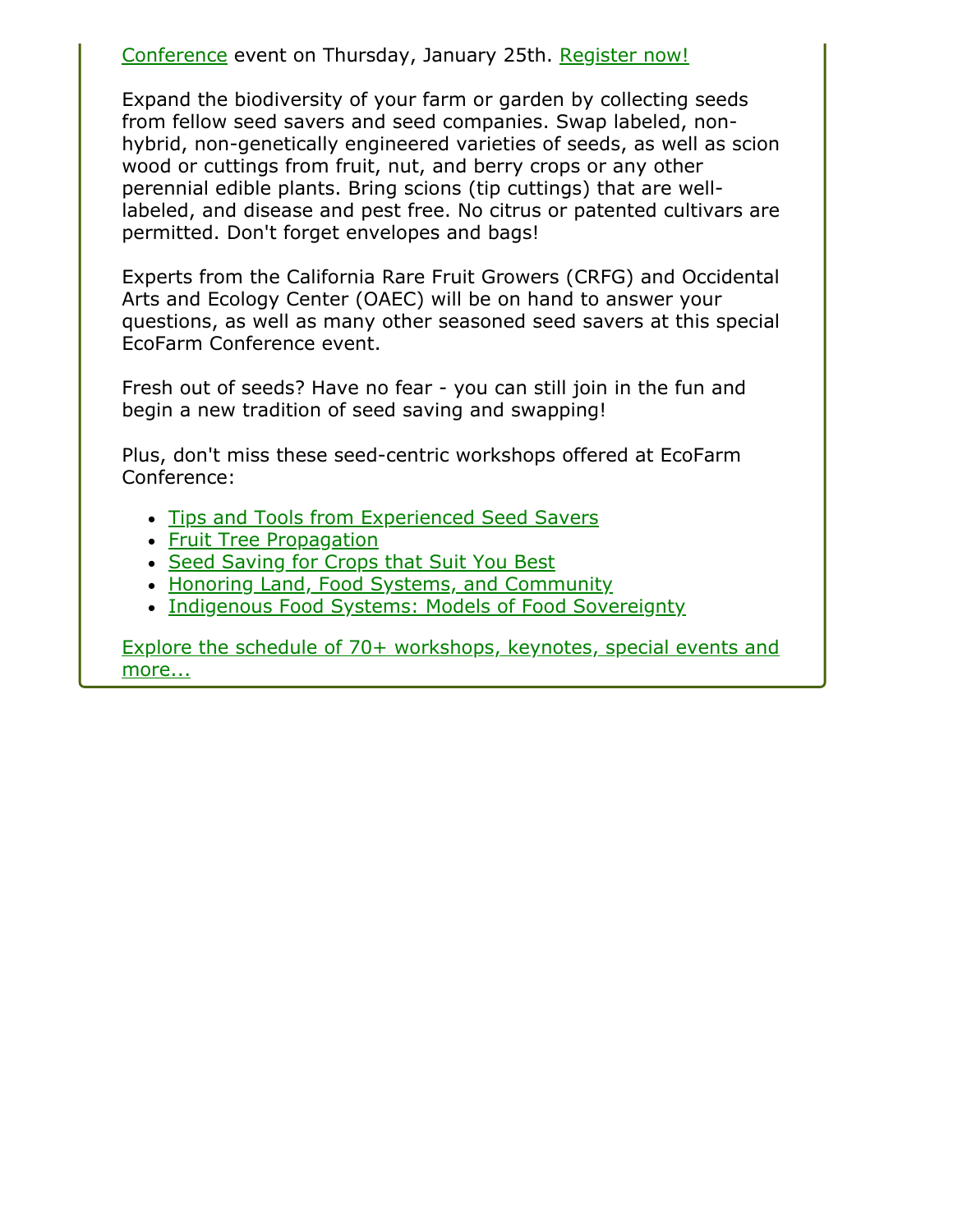Conference event on Thursday, January 25th. Register now!

Expand the biodiversity of your farm or garden by collecting seeds from fellow seed savers and seed companies. Swap labeled, non-hybrid, non-genetically engineered varieties of seeds, as well as scion wood or cuttings from fruit, nut, and berry crops or any other perennial edible plants. Bring scions (tip cuttings) that are well-labeled, and disease and pest free. No citrus or patented cultivars are permitted. Don't forget envelopes and bags!

Experts from the California Rare Fruit Growers (CRFG) and Occidental Arts and Ecology Center (OAEC) will be on hand to answer your questions, as well as many other seasoned seed savers at this special EcoFarm Conference event.

Fresh out of seeds? Have no fear - you can still join in the fun and begin a new tradition of seed saving and swapping!

Plus, don't miss these seed-centric workshops offered at EcoFarm Conference:

- Tips and Tools from Experienced Seed Savers
- Fruit Tree Propagation
- Seed Saving for Crops that Suit You Best
- Honoring Land, Food Systems, and Community
- Indigenous Food Systems: Models of Food Sovereignty

Explore the schedule of 70+ workshops, keynotes, special events and more...